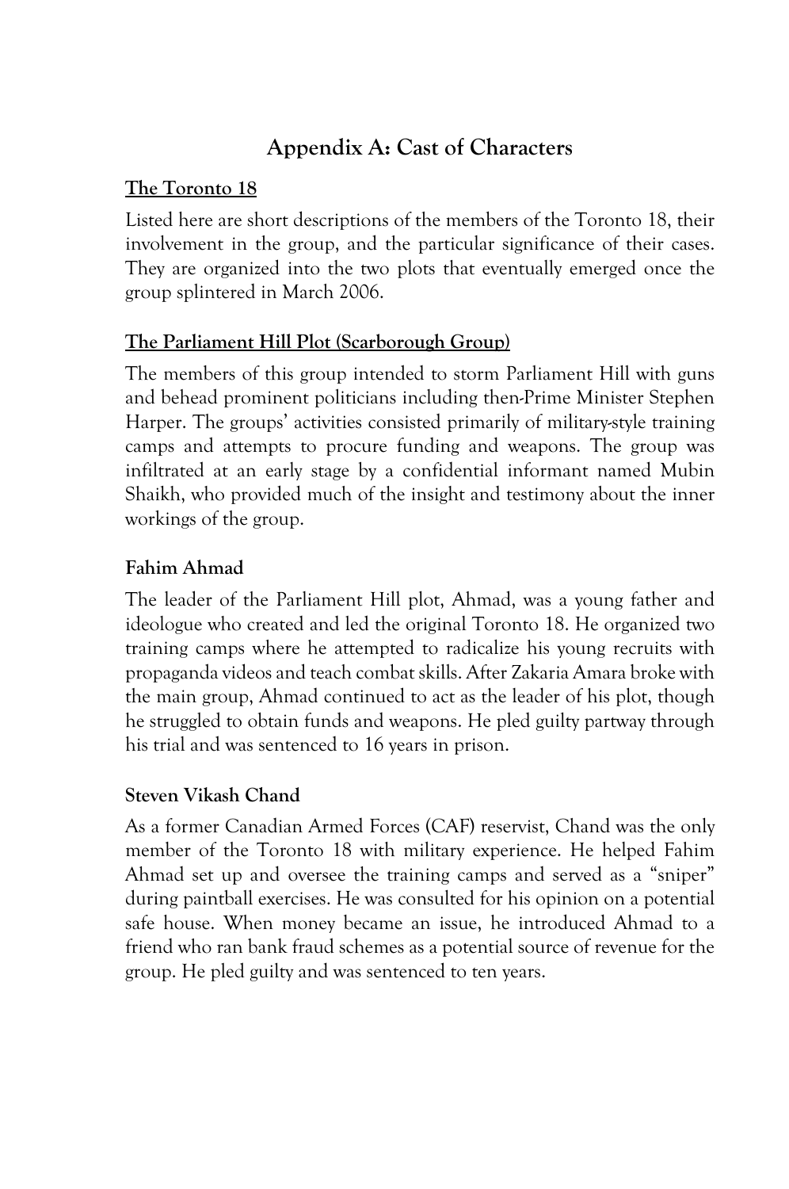# Appendix A: Cast of Characters

## The Toronto 18

Listed here are short descriptions of the members of the Toronto 18, their involvement in the group, and the particular significance of their cases. They are organized into the two plots that eventually emerged once the group splintered in March 2006.

## The Parliament Hill Plot (Scarborough Group)

The members of this group intended to storm Parliament Hill with guns and behead prominent politicians including then-Prime Minister Stephen Harper. The groups' activities consisted primarily of military-style training camps and attempts to procure funding and weapons. The group was infiltrated at an early stage by a confidential informant named Mubin Shaikh, who provided much of the insight and testimony about the inner workings of the group.

### Fahim Ahmad

The leader of the Parliament Hill plot, Ahmad, was a young father and ideologue who created and led the original Toronto 18. He organized two training camps where he attempted to radicalize his young recruits with propaganda videos and teach combat skills. After Zakaria Amara broke with the main group, Ahmad continued to act as the leader of his plot, though he struggled to obtain funds and weapons. He pled guilty partway through his trial and was sentenced to 16 years in prison.

### Steven Vikash Chand

As a former Canadian Armed Forces (CAF) reservist, Chand was the only member of the Toronto 18 with military experience. He helped Fahim Ahmad set up and oversee the training camps and served as a "sniper" during paintball exercises. He was consulted for his opinion on a potential safe house. When money became an issue, he introduced Ahmad to a friend who ran bank fraud schemes as a potential source of revenue for the group. He pled guilty and was sentenced to ten years.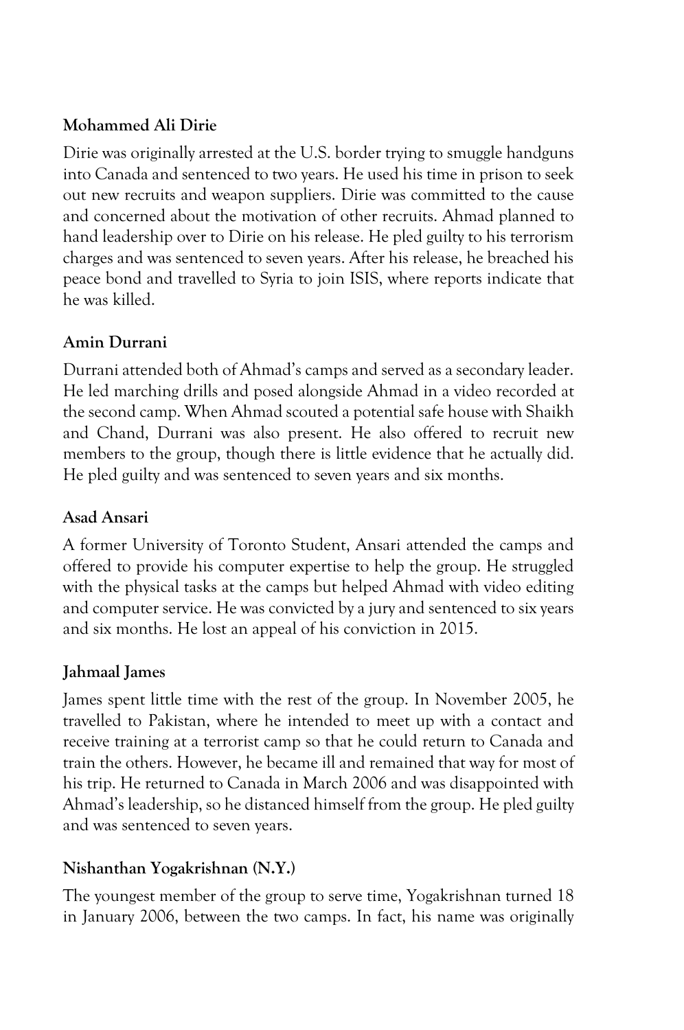**Mohammed Ali Dirie**

Dirie was originally arrested at the U.S. border trying to smuggle handguns into Canada and sentenced to two years. He used his time in prison to seek out new recruits and weapon suppliers. Dirie was committed to the cause and concerned about the motivation of other recruits. Ahmad planned to hand leadership over to Dirie on his release. He pled guilty to his terrorism charges and was sentenced to seven years. After his release, he breached his peace bond and travelled to Syria to join ISIS, where reports indicate that he was killed.

**Amin Durrani**

Durrani attended both of Ahmad's camps and served as a secondary leader. He led marching drills and posed alongside Ahmad in a video recorded at the second camp. When Ahmad scouted a potential safe house with Shaikh and Chand, Durrani was also present. He also offered to recruit new members to the group, though there is little evidence that he actually did. He pled guilty and was sentenced to seven years and six months.

**Asad Ansari**

A former University of Toronto Student, Ansari attended the camps and offered to provide his computer expertise to help the group. He struggled with the physical tasks at the camps but helped Ahmad with video editing and computer service. He was convicted by a jury and sentenced to six years and six months. He lost an appeal of his conviction in 2015.

**Jahmaal James**

James spent little time with the rest of the group. In November 2005, he travelled to Pakistan, where he intended to meet up with a contact and receive training at a terrorist camp so that he could return to Canada and train the others. However, he became ill and remained that way for most of his trip. He returned to Canada in March 2006 and was disappointed with Ahmad's leadership, so he distanced himself from the group. He pled guilty and was sentenced to seven years.

**Nishanthan Yogakrishnan (N.Y.)**

The youngest member of the group to serve time, Yogakrishnan turned 18 in January 2006, between the two camps. In fact, his name was originally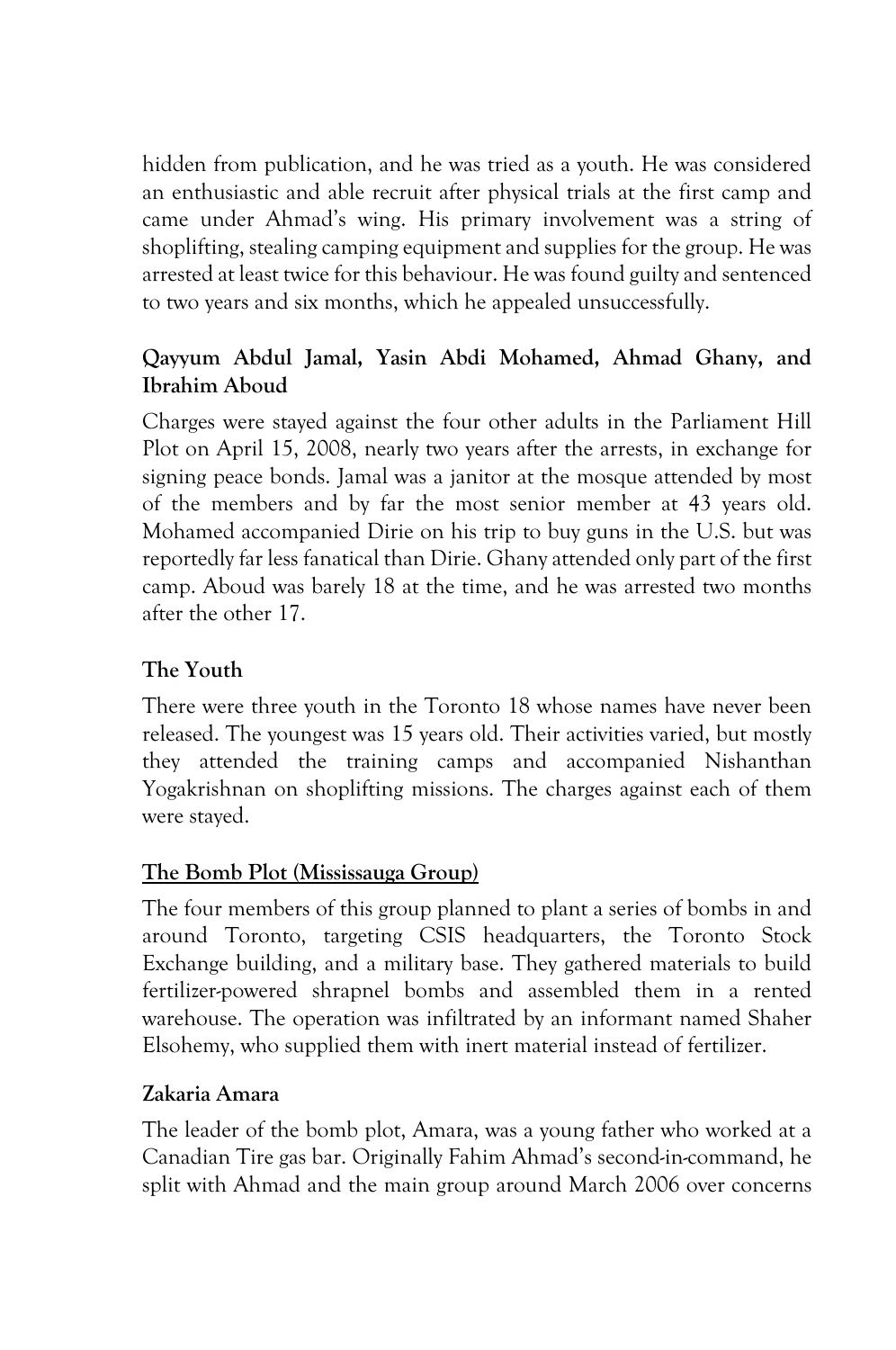hidden from publication, and he was tried as a youth. He was considered an enthusiastic and able recruit after physical trials at the first camp and came under Ahmad's wing. His primary involvement was a string of shoplifting, stealing camping equipment and supplies for the group. He was arrested at least twice for this behaviour. He was found guilty and sentenced to two years and six months, which he appealed unsuccessfully.

**Qayyum Abdul Jamal, Yasin Abdi Mohamed, Ahmad Ghany, and Ibrahim Aboud**

Charges were stayed against the four other adults in the Parliament Hill Plot on April 15, 2008, nearly two years after the arrests, in exchange for signing peace bonds. Jamal was a janitor at the mosque attended by most of the members and by far the most senior member at 43 years old. Mohamed accompanied Dirie on his trip to buy guns in the U.S. but was reportedly far less fanatical than Dirie. Ghany attended only part of the first camp. Aboud was barely 18 at the time, and he was arrested two months after the other 17.

**The Youth**

There were three youth in the Toronto 18 whose names have never been released. The youngest was 15 years old. Their activities varied, but mostly they attended the training camps and accompanied Nishanthan Yogakrishnan on shoplifting missions. The charges against each of them were stayed.

## The Bomb Plot (Mississauga Group)

The four members of this group planned to plant a series of bombs in and around Toronto, targeting CSIS headquarters, the Toronto Stock Exchange building, and a military base. They gathered materials to build fertilizer-powered shrapnel bombs and assembled them in a rented warehouse. The operation was infiltrated by an informant named Shaher Elsohemy, who supplied them with inert material instead of fertilizer.

**Zakaria Amara**

The leader of the bomb plot, Amara, was a young father who worked at a Canadian Tire gas bar. Originally Fahim Ahmad's second-in-command, he split with Ahmad and the main group around March 2006 over concerns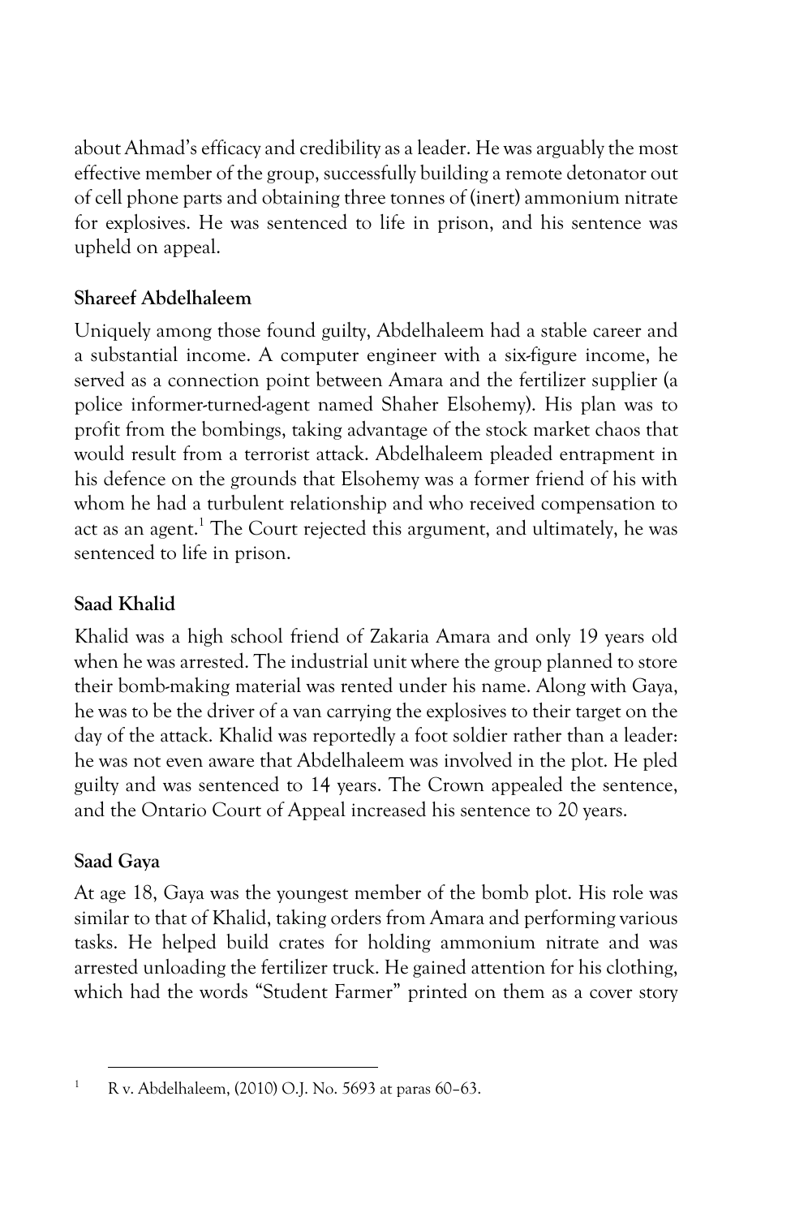about Ahmad's efficacy and credibility as a leader. He was arguably the most effective member of the group, successfully building a remote detonator out of cell phone parts and obtaining three tonnes of (inert) ammonium nitrate for explosives. He was sentenced to life in prison, and his sentence was upheld on appeal.

### Shareef Abdelhaleem

Uniquely among those found guilty, Abdelhaleem had a stable career and a substantial income. A computer engineer with a six-figure income, he served as a connection point between Amara and the fertilizer supplier (a police informer-turned-agent named Shaher Elsohemy). His plan was to profit from the bombings, taking advantage of the stock market chaos that would result from a terrorist attack. Abdelhaleem pleaded entrapment in his defence on the grounds that Elsohemy was a former friend of his with whom he had a turbulent relationship and who received compensation to act as an agent.[1] The Court rejected this argument, and ultimately, he was sentenced to life in prison.

### Saad Khalid

Khalid was a high school friend of Zakaria Amara and only 19 years old when he was arrested. The industrial unit where the group planned to store their bomb-making material was rented under his name. Along with Gaya, he was to be the driver of a van carrying the explosives to their target on the day of the attack. Khalid was reportedly a foot soldier rather than a leader: he was not even aware that Abdelhaleem was involved in the plot. He pled guilty and was sentenced to 14 years. The Crown appealed the sentence, and the Ontario Court of Appeal increased his sentence to 20 years.

### Saad Gaya

At age 18, Gaya was the youngest member of the bomb plot. His role was similar to that of Khalid, taking orders from Amara and performing various tasks. He helped build crates for holding ammonium nitrate and was arrested unloading the fertilizer truck. He gained attention for his clothing, which had the words "Student Farmer" printed on them as a cover story

---

[1] R v. Abdelhaleem, (2010) O.J. No. 5693 at paras 60–63.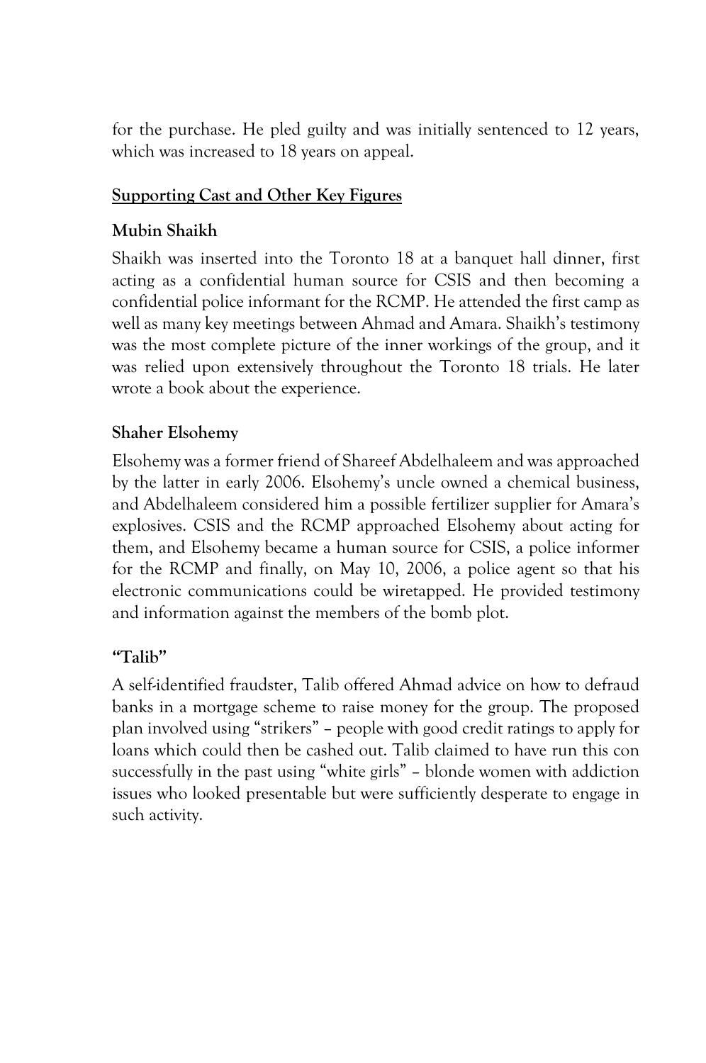for the purchase. He pled guilty and was initially sentenced to 12 years, which was increased to 18 years on appeal.

## Supporting Cast and Other Key Figures

### Mubin Shaikh

Shaikh was inserted into the Toronto 18 at a banquet hall dinner, first acting as a confidential human source for CSIS and then becoming a confidential police informant for the RCMP. He attended the first camp as well as many key meetings between Ahmad and Amara. Shaikh's testimony was the most complete picture of the inner workings of the group, and it was relied upon extensively throughout the Toronto 18 trials. He later wrote a book about the experience.

### Shaher Elsohemy

Elsohemy was a former friend of Shareef Abdelhaleem and was approached by the latter in early 2006. Elsohemy's uncle owned a chemical business, and Abdelhaleem considered him a possible fertilizer supplier for Amara's explosives. CSIS and the RCMP approached Elsohemy about acting for them, and Elsohemy became a human source for CSIS, a police informer for the RCMP and finally, on May 10, 2006, a police agent so that his electronic communications could be wiretapped. He provided testimony and information against the members of the bomb plot.

### "Talib"

A self-identified fraudster, Talib offered Ahmad advice on how to defraud banks in a mortgage scheme to raise money for the group. The proposed plan involved using "strikers" – people with good credit ratings to apply for loans which could then be cashed out. Talib claimed to have run this con successfully in the past using "white girls" – blonde women with addiction issues who looked presentable but were sufficiently desperate to engage in such activity.